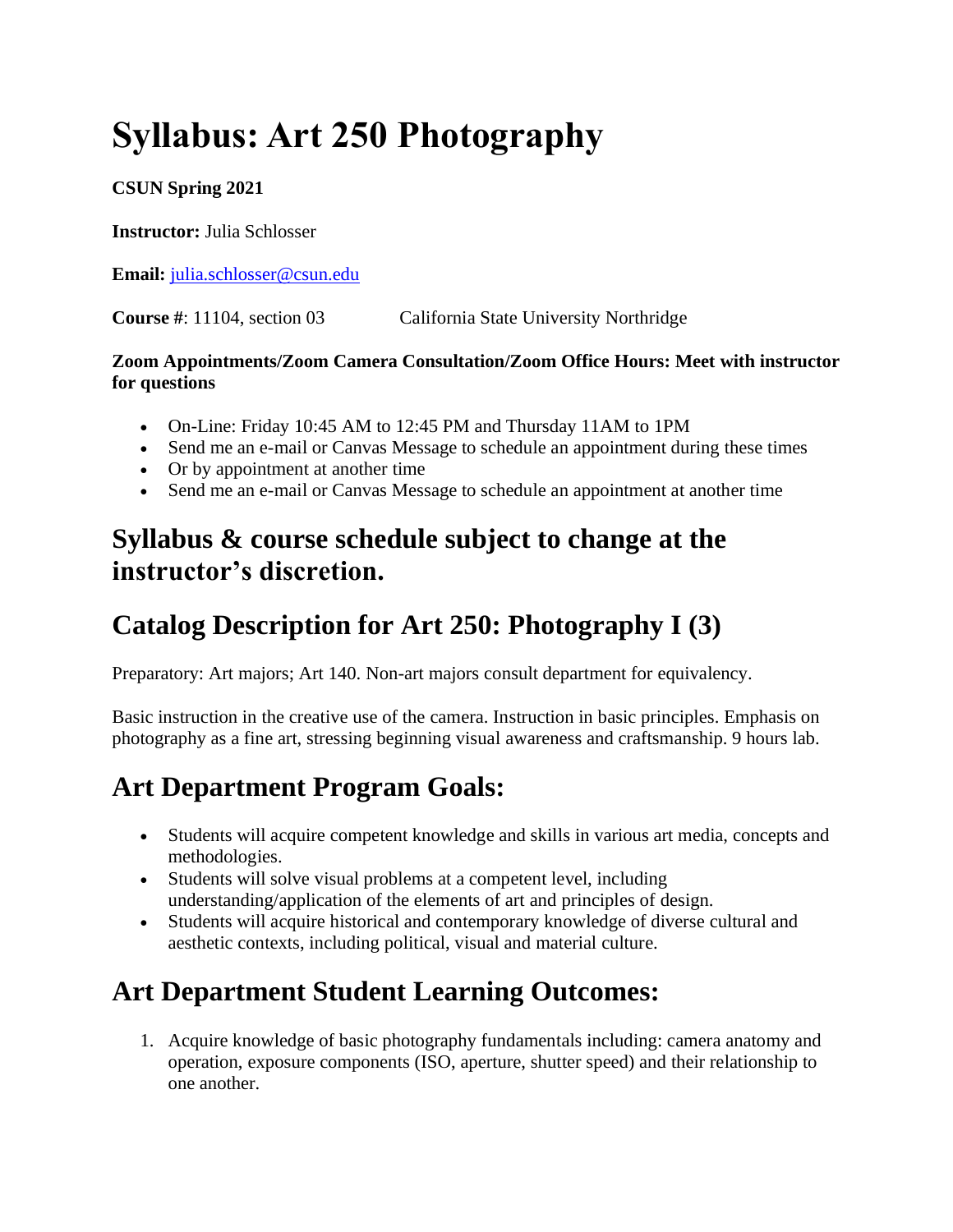# Syllabus: Art 250 Photography

**CSUN Spring 2021**

**Instructor:** Julia Schlosser

**Email:** [julia.schlosser@csun.edu](mailto:julia.schlosser@csun.edu)

**Course #**: 11104, section 03 California State University Northridge

**Zoom Appointments/Zoom Camera Consultation/Zoom Office Hours: Meet with instructor for questions**

- On-Line: Friday 10:45 AM to 12:45 PM and Thursday 11AM to 1PM
- Send me an e-mail or Canvas Message to schedule an appointment during these times
- Or by appointment at another time
- Send me an e-mail or Canvas Message to schedule an appointment at another time

## Syllabus & course schedule subject to change at the instructor's discretion.

## Catalog Description for Art 250: Photography I (3)

Preparatory: Art majors; Art 140. Non-art majors consult department for equivalency.

Basic instruction in the creative use of the camera. Instruction in basic principles. Emphasis on photography as a fine art, stressing beginning visual awareness and craftsmanship. 9 hours lab.

## Art Department Program Goals:

- Students will acquire competent knowledge and skills in various art media, concepts and methodologies.
- Students will solve visual problems at a competent level, including understanding/application of the elements of art and principles of design.
- Students will acquire historical and contemporary knowledge of diverse cultural and aesthetic contexts, including political, visual and material culture.

## Art Department Student Learning Outcomes:

1. Acquire knowledge of basic photography fundamentals including: camera anatomy and operation, exposure components (ISO, aperture, shutter speed) and their relationship to one another.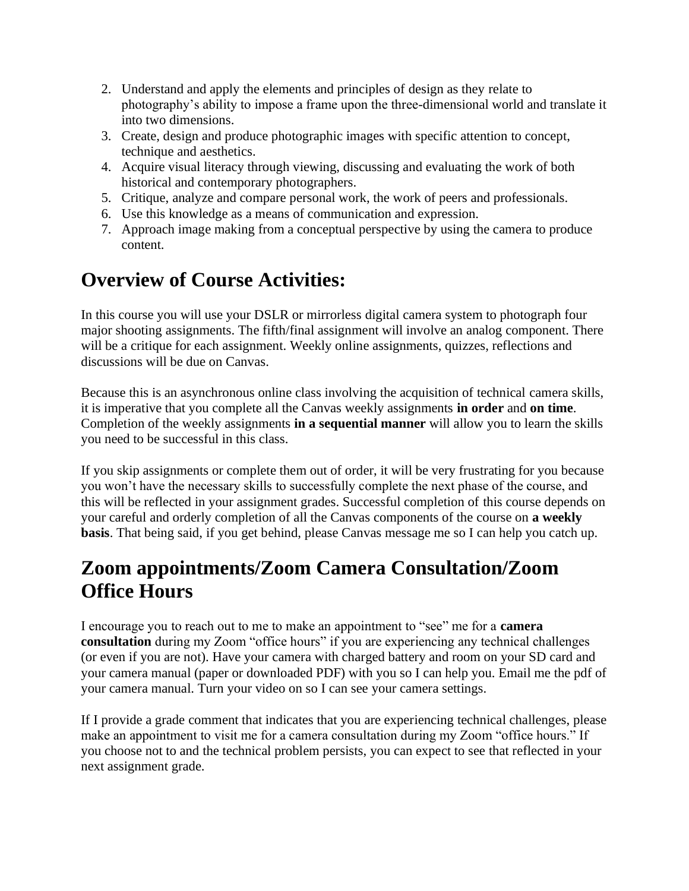2. Understand and apply the elements and principles of design as they relate to photography's ability to impose a frame upon the three-dimensional world and translate it into two dimensions.
3. Create, design and produce photographic images with specific attention to concept, technique and aesthetics.
4. Acquire visual literacy through viewing, discussing and evaluating the work of both historical and contemporary photographers.
5. Critique, analyze and compare personal work, the work of peers and professionals.
6. Use this knowledge as a means of communication and expression.
7. Approach image making from a conceptual perspective by using the camera to produce content.

## Overview of Course Activities:

In this course you will use your DSLR or mirrorless digital camera system to photograph four major shooting assignments. The fifth/final assignment will involve an analog component. There will be a critique for each assignment. Weekly online assignments, quizzes, reflections and discussions will be due on Canvas.

Because this is an asynchronous online class involving the acquisition of technical camera skills, it is imperative that you complete all the Canvas weekly assignments **in order** and **on time**. Completion of the weekly assignments **in a sequential manner** will allow you to learn the skills you need to be successful in this class.

If you skip assignments or complete them out of order, it will be very frustrating for you because you won't have the necessary skills to successfully complete the next phase of the course, and this will be reflected in your assignment grades. Successful completion of this course depends on your careful and orderly completion of all the Canvas components of the course on **a weekly basis**. That being said, if you get behind, please Canvas message me so I can help you catch up.

## Zoom appointments/Zoom Camera Consultation/Zoom Office Hours

I encourage you to reach out to me to make an appointment to "see" me for a **camera consultation** during my Zoom "office hours" if you are experiencing any technical challenges (or even if you are not). Have your camera with charged battery and room on your SD card and your camera manual (paper or downloaded PDF) with you so I can help you. Email me the pdf of your camera manual. Turn your video on so I can see your camera settings.

If I provide a grade comment that indicates that you are experiencing technical challenges, please make an appointment to visit me for a camera consultation during my Zoom "office hours." If you choose not to and the technical problem persists, you can expect to see that reflected in your next assignment grade.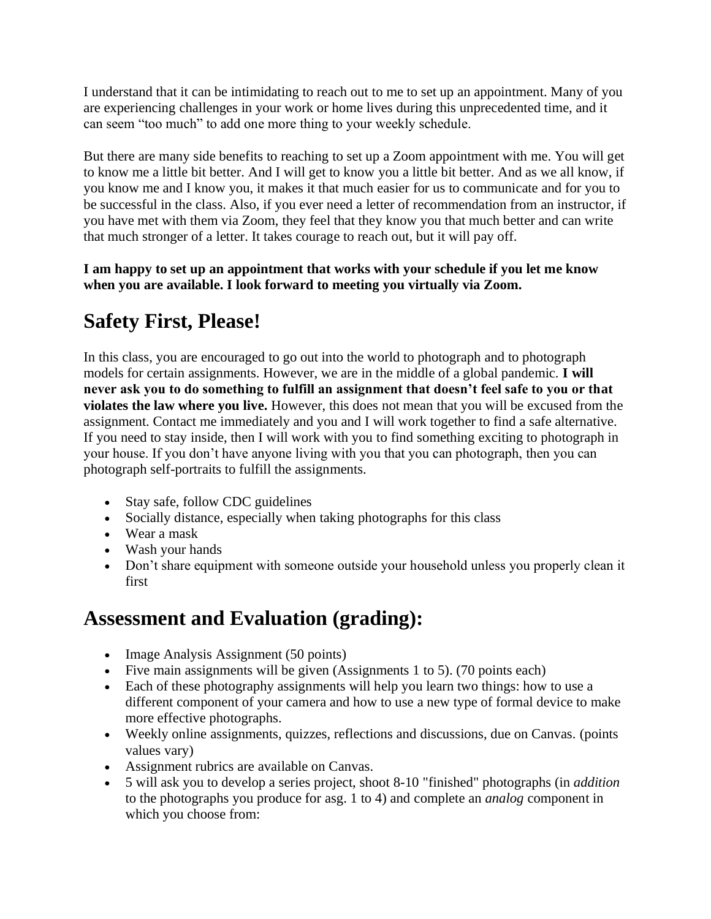I understand that it can be intimidating to reach out to me to set up an appointment. Many of you are experiencing challenges in your work or home lives during this unprecedented time, and it can seem "too much" to add one more thing to your weekly schedule.

But there are many side benefits to reaching to set up a Zoom appointment with me. You will get to know me a little bit better. And I will get to know you a little bit better. And as we all know, if you know me and I know you, it makes it that much easier for us to communicate and for you to be successful in the class. Also, if you ever need a letter of recommendation from an instructor, if you have met with them via Zoom, they feel that they know you that much better and can write that much stronger of a letter. It takes courage to reach out, but it will pay off.

**I am happy to set up an appointment that works with your schedule if you let me know when you are available. I look forward to meeting you virtually via Zoom.**

## Safety First, Please!

In this class, you are encouraged to go out into the world to photograph and to photograph models for certain assignments. However, we are in the middle of a global pandemic. **I will never ask you to do something to fulfill an assignment that doesn't feel safe to you or that violates the law where you live.** However, this does not mean that you will be excused from the assignment. Contact me immediately and you and I will work together to find a safe alternative. If you need to stay inside, then I will work with you to find something exciting to photograph in your house. If you don't have anyone living with you that you can photograph, then you can photograph self-portraits to fulfill the assignments.

- Stay safe, follow CDC guidelines
- Socially distance, especially when taking photographs for this class
- Wear a mask
- Wash your hands
- Don't share equipment with someone outside your household unless you properly clean it first

## Assessment and Evaluation (grading):

- Image Analysis Assignment (50 points)
- Five main assignments will be given (Assignments 1 to 5). (70 points each)
- Each of these photography assignments will help you learn two things: how to use a different component of your camera and how to use a new type of formal device to make more effective photographs.
- Weekly online assignments, quizzes, reflections and discussions, due on Canvas. (points values vary)
- Assignment rubrics are available on Canvas.
- 5 will ask you to develop a series project, shoot 8-10 "finished" photographs (in *addition* to the photographs you produce for asg. 1 to 4) and complete an *analog* component in which you choose from: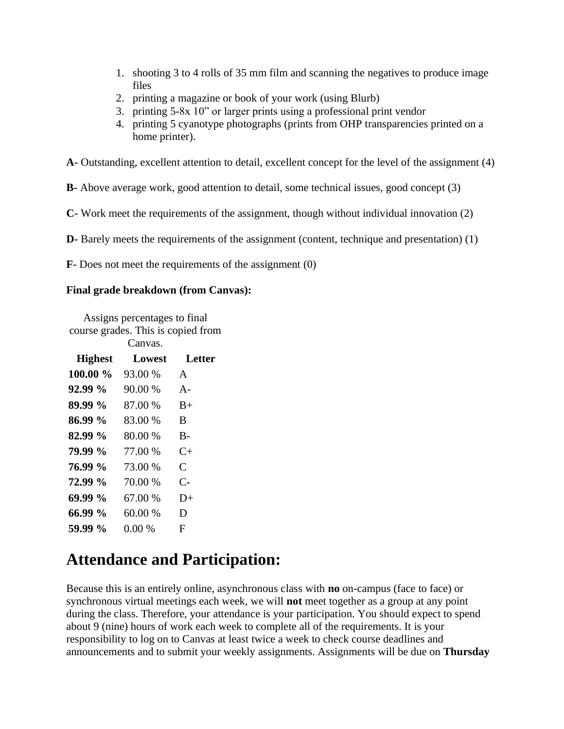1. shooting 3 to 4 rolls of 35 mm film and scanning the negatives to produce image files
2. printing a magazine or book of your work (using Blurb)
3. printing 5-8x 10" or larger prints using a professional print vendor
4. printing 5 cyanotype photographs (prints from OHP transparencies printed on a home printer).

**A-** Outstanding, excellent attention to detail, excellent concept for the level of the assignment (4)

**B-** Above average work, good attention to detail, some technical issues, good concept (3)

**C-** Work meet the requirements of the assignment, though without individual innovation (2)

**D-** Barely meets the requirements of the assignment (content, technique and presentation) (1)

**F-** Does not meet the requirements of the assignment (0)

**Final grade breakdown (from Canvas):**

Assigns percentages to final course grades. This is copied from Canvas.

| Highest | Lowest | Letter |
|---|---|---|
| **100.00 %** | 93.00 % | A |
| **92.99 %** | 90.00 % | A- |
| **89.99 %** | 87.00 % | B+ |
| **86.99 %** | 83.00 % | B |
| **82.99 %** | 80.00 % | B- |
| **79.99 %** | 77.00 % | C+ |
| **76.99 %** | 73.00 % | C |
| **72.99 %** | 70.00 % | C- |
| **69.99 %** | 67.00 % | D+ |
| **66.99 %** | 60.00 % | D |
| **59.99 %** | 0.00 % | F |

# Attendance and Participation:

Because this is an entirely online, asynchronous class with **no** on-campus (face to face) or synchronous virtual meetings each week, we will **not** meet together as a group at any point during the class. Therefore, your attendance is your participation. You should expect to spend about 9 (nine) hours of work each week to complete all of the requirements. It is your responsibility to log on to Canvas at least twice a week to check course deadlines and announcements and to submit your weekly assignments. Assignments will be due on **Thursday**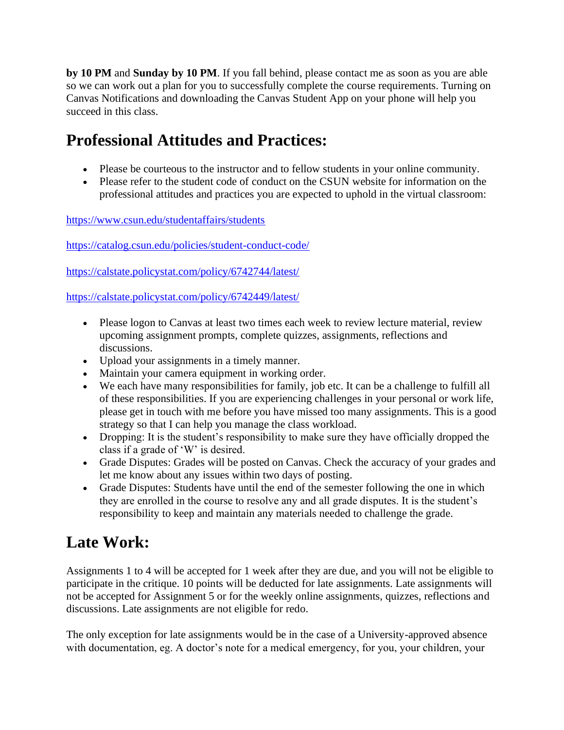**by 10 PM** and **Sunday by 10 PM**. If you fall behind, please contact me as soon as you are able so we can work out a plan for you to successfully complete the course requirements. Turning on Canvas Notifications and downloading the Canvas Student App on your phone will help you succeed in this class.

## Professional Attitudes and Practices:

- Please be courteous to the instructor and to fellow students in your online community.
- Please refer to the student code of conduct on the CSUN website for information on the professional attitudes and practices you are expected to uphold in the virtual classroom:

https://www.csun.edu/studentaffairs/students

https://catalog.csun.edu/policies/student-conduct-code/

https://calstate.policystat.com/policy/6742744/latest/

https://calstate.policystat.com/policy/6742449/latest/

- Please logon to Canvas at least two times each week to review lecture material, review upcoming assignment prompts, complete quizzes, assignments, reflections and discussions.
- Upload your assignments in a timely manner.
- Maintain your camera equipment in working order.
- We each have many responsibilities for family, job etc. It can be a challenge to fulfill all of these responsibilities. If you are experiencing challenges in your personal or work life, please get in touch with me before you have missed too many assignments. This is a good strategy so that I can help you manage the class workload.
- Dropping: It is the student's responsibility to make sure they have officially dropped the class if a grade of 'W' is desired.
- Grade Disputes: Grades will be posted on Canvas. Check the accuracy of your grades and let me know about any issues within two days of posting.
- Grade Disputes: Students have until the end of the semester following the one in which they are enrolled in the course to resolve any and all grade disputes. It is the student's responsibility to keep and maintain any materials needed to challenge the grade.

## Late Work:

Assignments 1 to 4 will be accepted for 1 week after they are due, and you will not be eligible to participate in the critique. 10 points will be deducted for late assignments. Late assignments will not be accepted for Assignment 5 or for the weekly online assignments, quizzes, reflections and discussions. Late assignments are not eligible for redo.

The only exception for late assignments would be in the case of a University-approved absence with documentation, eg. A doctor's note for a medical emergency, for you, your children, your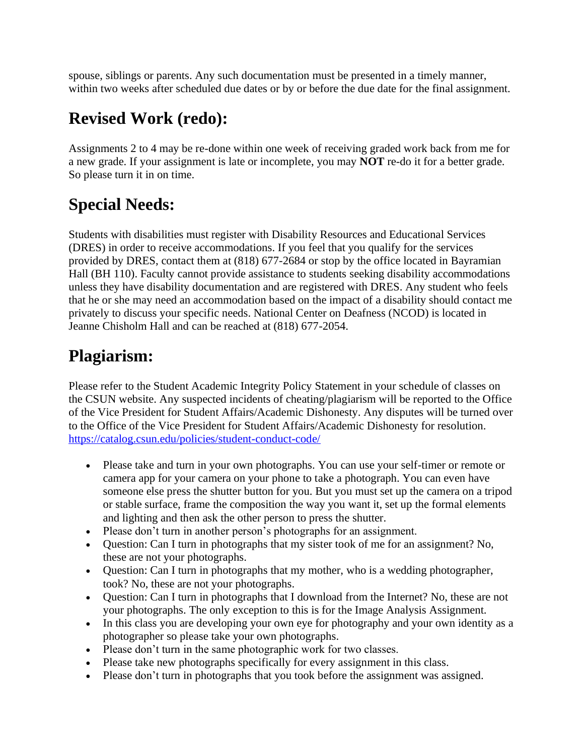spouse, siblings or parents. Any such documentation must be presented in a timely manner, within two weeks after scheduled due dates or by or before the due date for the final assignment.

## Revised Work (redo):

Assignments 2 to 4 may be re-done within one week of receiving graded work back from me for a new grade. If your assignment is late or incomplete, you may **NOT** re-do it for a better grade. So please turn it in on time.

## Special Needs:

Students with disabilities must register with Disability Resources and Educational Services (DRES) in order to receive accommodations. If you feel that you qualify for the services provided by DRES, contact them at (818) 677-2684 or stop by the office located in Bayramian Hall (BH 110). Faculty cannot provide assistance to students seeking disability accommodations unless they have disability documentation and are registered with DRES. Any student who feels that he or she may need an accommodation based on the impact of a disability should contact me privately to discuss your specific needs. National Center on Deafness (NCOD) is located in Jeanne Chisholm Hall and can be reached at (818) 677-2054.

## Plagiarism:

Please refer to the Student Academic Integrity Policy Statement in your schedule of classes on the CSUN website. Any suspected incidents of cheating/plagiarism will be reported to the Office of the Vice President for Student Affairs/Academic Dishonesty. Any disputes will be turned over to the Office of the Vice President for Student Affairs/Academic Dishonesty for resolution. https://catalog.csun.edu/policies/student-conduct-code/

- Please take and turn in your own photographs. You can use your self-timer or remote or camera app for your camera on your phone to take a photograph. You can even have someone else press the shutter button for you. But you must set up the camera on a tripod or stable surface, frame the composition the way you want it, set up the formal elements and lighting and then ask the other person to press the shutter.
- Please don't turn in another person's photographs for an assignment.
- Question: Can I turn in photographs that my sister took of me for an assignment? No, these are not your photographs.
- Question: Can I turn in photographs that my mother, who is a wedding photographer, took? No, these are not your photographs.
- Question: Can I turn in photographs that I download from the Internet? No, these are not your photographs. The only exception to this is for the Image Analysis Assignment.
- In this class you are developing your own eye for photography and your own identity as a photographer so please take your own photographs.
- Please don't turn in the same photographic work for two classes.
- Please take new photographs specifically for every assignment in this class.
- Please don't turn in photographs that you took before the assignment was assigned.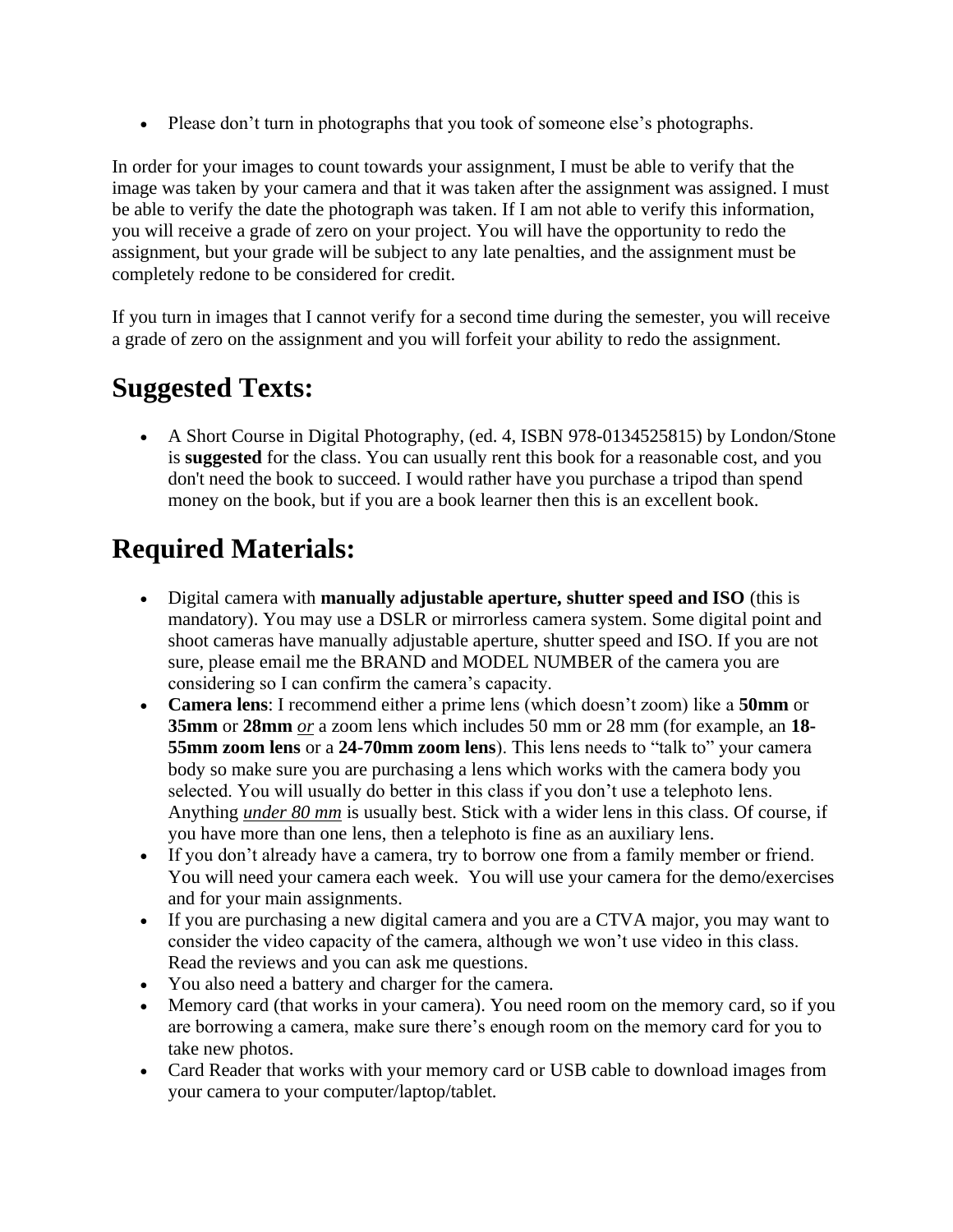- Please don't turn in photographs that you took of someone else's photographs.

In order for your images to count towards your assignment, I must be able to verify that the image was taken by your camera and that it was taken after the assignment was assigned. I must be able to verify the date the photograph was taken. If I am not able to verify this information, you will receive a grade of zero on your project. You will have the opportunity to redo the assignment, but your grade will be subject to any late penalties, and the assignment must be completely redone to be considered for credit.

If you turn in images that I cannot verify for a second time during the semester, you will receive a grade of zero on the assignment and you will forfeit your ability to redo the assignment.

## Suggested Texts:

- A Short Course in Digital Photography, (ed. 4, ISBN 978-0134525815) by London/Stone is **suggested** for the class. You can usually rent this book for a reasonable cost, and you don't need the book to succeed. I would rather have you purchase a tripod than spend money on the book, but if you are a book learner then this is an excellent book.

## Required Materials:

- Digital camera with **manually adjustable aperture, shutter speed and ISO** (this is mandatory). You may use a DSLR or mirrorless camera system. Some digital point and shoot cameras have manually adjustable aperture, shutter speed and ISO. If you are not sure, please email me the BRAND and MODEL NUMBER of the camera you are considering so I can confirm the camera's capacity.
- **Camera lens**: I recommend either a prime lens (which doesn't zoom) like a **50mm** or **35mm** or **28mm** ***or*** a zoom lens which includes 50 mm or 28 mm (for example, an **18-55mm zoom lens** or a **24-70mm zoom lens**). This lens needs to "talk to" your camera body so make sure you are purchasing a lens which works with the camera body you selected. You will usually do better in this class if you don't use a telephoto lens. Anything ***under 80 mm*** is usually best. Stick with a wider lens in this class. Of course, if you have more than one lens, then a telephoto is fine as an auxiliary lens.
- If you don't already have a camera, try to borrow one from a family member or friend. You will need your camera each week. You will use your camera for the demo/exercises and for your main assignments.
- If you are purchasing a new digital camera and you are a CTVA major, you may want to consider the video capacity of the camera, although we won't use video in this class. Read the reviews and you can ask me questions.
- You also need a battery and charger for the camera.
- Memory card (that works in your camera). You need room on the memory card, so if you are borrowing a camera, make sure there's enough room on the memory card for you to take new photos.
- Card Reader that works with your memory card or USB cable to download images from your camera to your computer/laptop/tablet.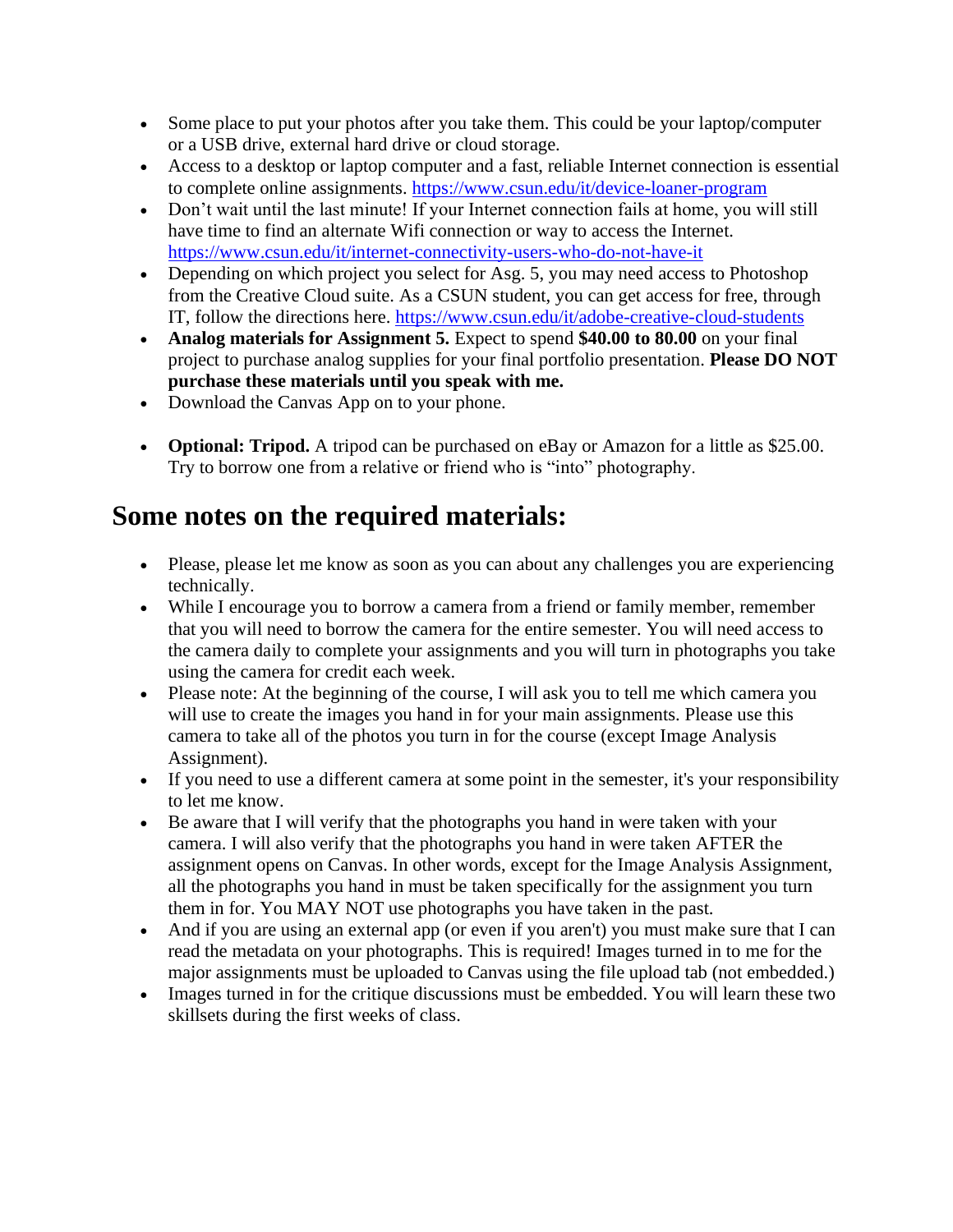- Some place to put your photos after you take them. This could be your laptop/computer or a USB drive, external hard drive or cloud storage.
- Access to a desktop or laptop computer and a fast, reliable Internet connection is essential to complete online assignments. https://www.csun.edu/it/device-loaner-program
- Don't wait until the last minute! If your Internet connection fails at home, you will still have time to find an alternate Wifi connection or way to access the Internet. https://www.csun.edu/it/internet-connectivity-users-who-do-not-have-it
- Depending on which project you select for Asg. 5, you may need access to Photoshop from the Creative Cloud suite. As a CSUN student, you can get access for free, through IT, follow the directions here. https://www.csun.edu/it/adobe-creative-cloud-students
- **Analog materials for Assignment 5.** Expect to spend **$40.00 to 80.00** on your final project to purchase analog supplies for your final portfolio presentation. **Please DO NOT purchase these materials until you speak with me.**
- Download the Canvas App on to your phone.
- **Optional: Tripod.** A tripod can be purchased on eBay or Amazon for a little as $25.00. Try to borrow one from a relative or friend who is "into" photography.

## Some notes on the required materials:

- Please, please let me know as soon as you can about any challenges you are experiencing technically.
- While I encourage you to borrow a camera from a friend or family member, remember that you will need to borrow the camera for the entire semester. You will need access to the camera daily to complete your assignments and you will turn in photographs you take using the camera for credit each week.
- Please note: At the beginning of the course, I will ask you to tell me which camera you will use to create the images you hand in for your main assignments. Please use this camera to take all of the photos you turn in for the course (except Image Analysis Assignment).
- If you need to use a different camera at some point in the semester, it's your responsibility to let me know.
- Be aware that I will verify that the photographs you hand in were taken with your camera. I will also verify that the photographs you hand in were taken AFTER the assignment opens on Canvas. In other words, except for the Image Analysis Assignment, all the photographs you hand in must be taken specifically for the assignment you turn them in for. You MAY NOT use photographs you have taken in the past.
- And if you are using an external app (or even if you aren't) you must make sure that I can read the metadata on your photographs. This is required! Images turned in to me for the major assignments must be uploaded to Canvas using the file upload tab (not embedded.)
- Images turned in for the critique discussions must be embedded. You will learn these two skillsets during the first weeks of class.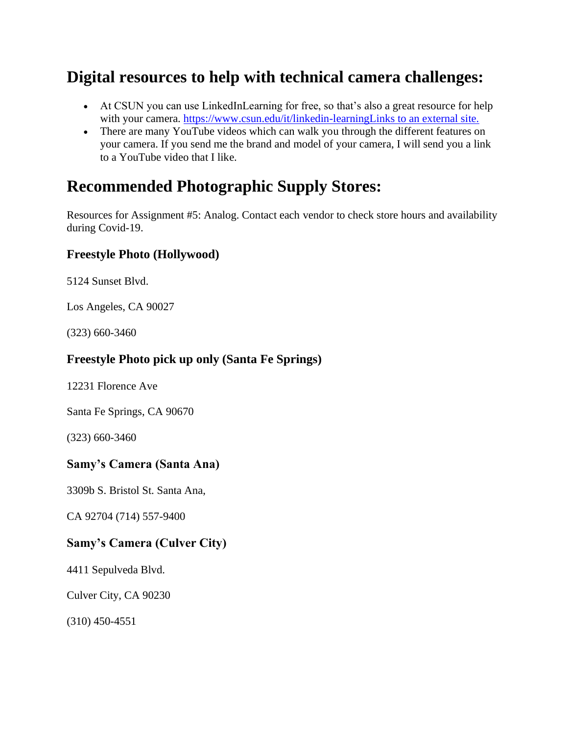## Digital resources to help with technical camera challenges:

- At CSUN you can use LinkedInLearning for free, so that's also a great resource for help with your camera. [https://www.csun.edu/it/linkedin-learningLinks to an external site.](https://www.csun.edu/it/linkedin-learning)
- There are many YouTube videos which can walk you through the different features on your camera. If you send me the brand and model of your camera, I will send you a link to a YouTube video that I like.

## Recommended Photographic Supply Stores:

Resources for Assignment #5: Analog. Contact each vendor to check store hours and availability during Covid-19.

### Freestyle Photo (Hollywood)

5124 Sunset Blvd.

Los Angeles, CA 90027

(323) 660-3460

### Freestyle Photo pick up only (Santa Fe Springs)

12231 Florence Ave

Santa Fe Springs, CA 90670

(323) 660-3460

### Samy's Camera (Santa Ana)

3309b S. Bristol St. Santa Ana,

CA 92704 (714) 557-9400

### Samy's Camera (Culver City)

4411 Sepulveda Blvd.

Culver City, CA 90230

(310) 450-4551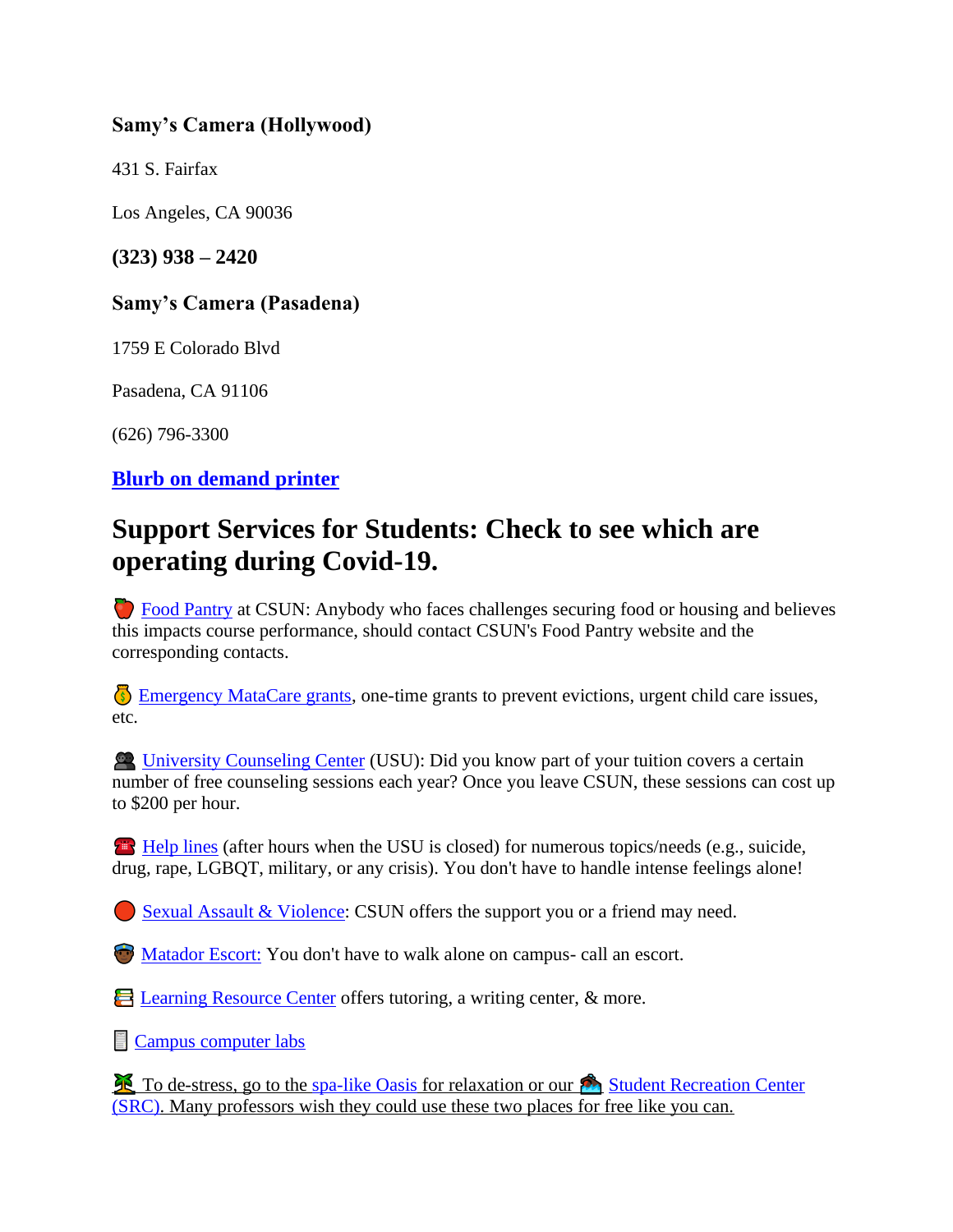**Samy's Camera (Hollywood)**

431 S. Fairfax

Los Angeles, CA 90036

**(323) 938 – 2420**

**Samy's Camera (Pasadena)**

1759 E Colorado Blvd

Pasadena, CA 91106

(626) 796-3300

**Blurb on demand printer**

## Support Services for Students: Check to see which are operating during Covid-19.

🍎 Food Pantry at CSUN: Anybody who faces challenges securing food or housing and believes this impacts course performance, should contact CSUN's Food Pantry website and the corresponding contacts.

💰 Emergency MataCare grants, one-time grants to prevent evictions, urgent child care issues, etc.

👥 University Counseling Center (USU): Did you know part of your tuition covers a certain number of free counseling sessions each year? Once you leave CSUN, these sessions can cost up to $200 per hour.

☎️ Help lines (after hours when the USU is closed) for numerous topics/needs (e.g., suicide, drug, rape, LGBQT, military, or any crisis). You don't have to handle intense feelings alone!

🔴 Sexual Assault & Violence: CSUN offers the support you or a friend may need.

👮 Matador Escort: You don't have to walk alone on campus- call an escort.

📚 Learning Resource Center offers tutoring, a writing center, & more.

📄 Campus computer labs

🏝️ To de-stress, go to the spa-like Oasis for relaxation or our 🏊 Student Recreation Center (SRC). Many professors wish they could use these two places for free like you can.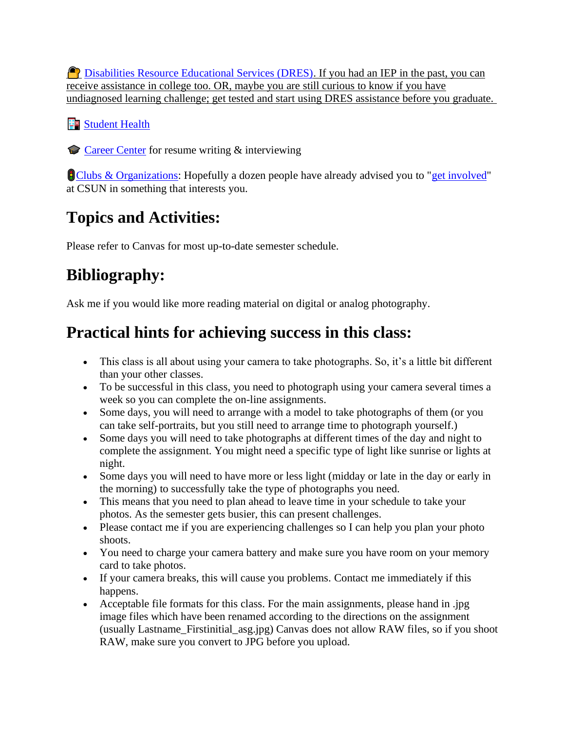🔐 Disabilities Resource Educational Services (DRES). If you had an IEP in the past, you can receive assistance in college too. OR, maybe you are still curious to know if you have undiagnosed learning challenge; get tested and start using DRES assistance before you graduate.

🏥 Student Health

🎓 Career Center for resume writing & interviewing

🚦Clubs & Organizations: Hopefully a dozen people have already advised you to "get involved" at CSUN in something that interests you.

## Topics and Activities:

Please refer to Canvas for most up-to-date semester schedule.

## Bibliography:

Ask me if you would like more reading material on digital or analog photography.

## Practical hints for achieving success in this class:

- This class is all about using your camera to take photographs. So, it's a little bit different than your other classes.
- To be successful in this class, you need to photograph using your camera several times a week so you can complete the on-line assignments.
- Some days, you will need to arrange with a model to take photographs of them (or you can take self-portraits, but you still need to arrange time to photograph yourself.)
- Some days you will need to take photographs at different times of the day and night to complete the assignment. You might need a specific type of light like sunrise or lights at night.
- Some days you will need to have more or less light (midday or late in the day or early in the morning) to successfully take the type of photographs you need.
- This means that you need to plan ahead to leave time in your schedule to take your photos. As the semester gets busier, this can present challenges.
- Please contact me if you are experiencing challenges so I can help you plan your photo shoots.
- You need to charge your camera battery and make sure you have room on your memory card to take photos.
- If your camera breaks, this will cause you problems. Contact me immediately if this happens.
- Acceptable file formats for this class. For the main assignments, please hand in .jpg image files which have been renamed according to the directions on the assignment (usually Lastname_Firstinitial_asg.jpg) Canvas does not allow RAW files, so if you shoot RAW, make sure you convert to JPG before you upload.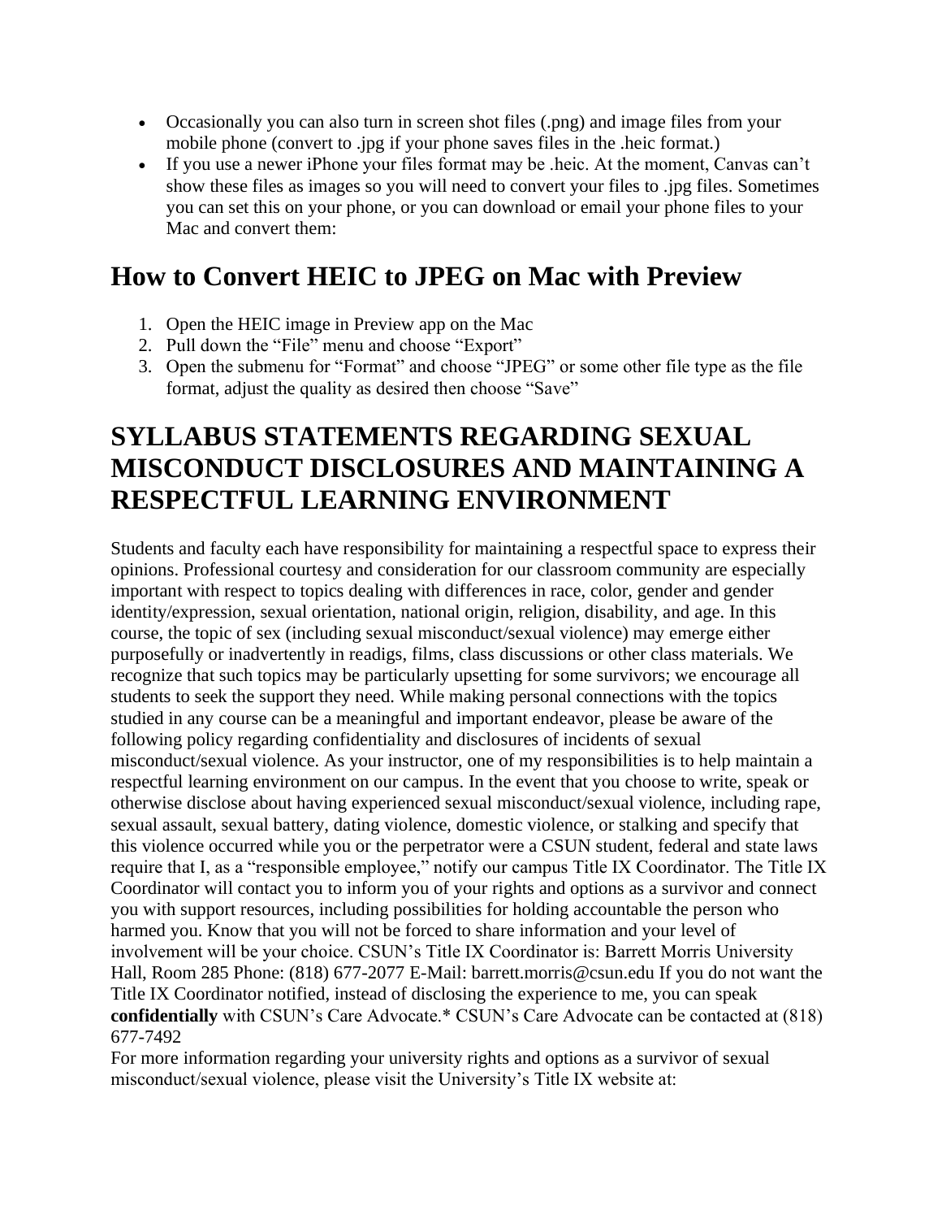- Occasionally you can also turn in screen shot files (.png) and image files from your mobile phone (convert to .jpg if your phone saves files in the .heic format.)
- If you use a newer iPhone your files format may be .heic. At the moment, Canvas can't show these files as images so you will need to convert your files to .jpg files. Sometimes you can set this on your phone, or you can download or email your phone files to your Mac and convert them:

## How to Convert HEIC to JPEG on Mac with Preview

1. Open the HEIC image in Preview app on the Mac
2. Pull down the "File" menu and choose "Export"
3. Open the submenu for "Format" and choose "JPEG" or some other file type as the file format, adjust the quality as desired then choose "Save"

## SYLLABUS STATEMENTS REGARDING SEXUAL MISCONDUCT DISCLOSURES AND MAINTAINING A RESPECTFUL LEARNING ENVIRONMENT

Students and faculty each have responsibility for maintaining a respectful space to express their opinions. Professional courtesy and consideration for our classroom community are especially important with respect to topics dealing with differences in race, color, gender and gender identity/expression, sexual orientation, national origin, religion, disability, and age. In this course, the topic of sex (including sexual misconduct/sexual violence) may emerge either purposefully or inadvertently in readigs, films, class discussions or other class materials. We recognize that such topics may be particularly upsetting for some survivors; we encourage all students to seek the support they need. While making personal connections with the topics studied in any course can be a meaningful and important endeavor, please be aware of the following policy regarding confidentiality and disclosures of incidents of sexual misconduct/sexual violence. As your instructor, one of my responsibilities is to help maintain a respectful learning environment on our campus. In the event that you choose to write, speak or otherwise disclose about having experienced sexual misconduct/sexual violence, including rape, sexual assault, sexual battery, dating violence, domestic violence, or stalking and specify that this violence occurred while you or the perpetrator were a CSUN student, federal and state laws require that I, as a "responsible employee," notify our campus Title IX Coordinator. The Title IX Coordinator will contact you to inform you of your rights and options as a survivor and connect you with support resources, including possibilities for holding accountable the person who harmed you. Know that you will not be forced to share information and your level of involvement will be your choice. CSUN's Title IX Coordinator is: Barrett Morris University Hall, Room 285 Phone: (818) 677-2077 E-Mail: barrett.morris@csun.edu If you do not want the Title IX Coordinator notified, instead of disclosing the experience to me, you can speak **confidentially** with CSUN's Care Advocate.* CSUN's Care Advocate can be contacted at (818) 677-7492

For more information regarding your university rights and options as a survivor of sexual misconduct/sexual violence, please visit the University's Title IX website at: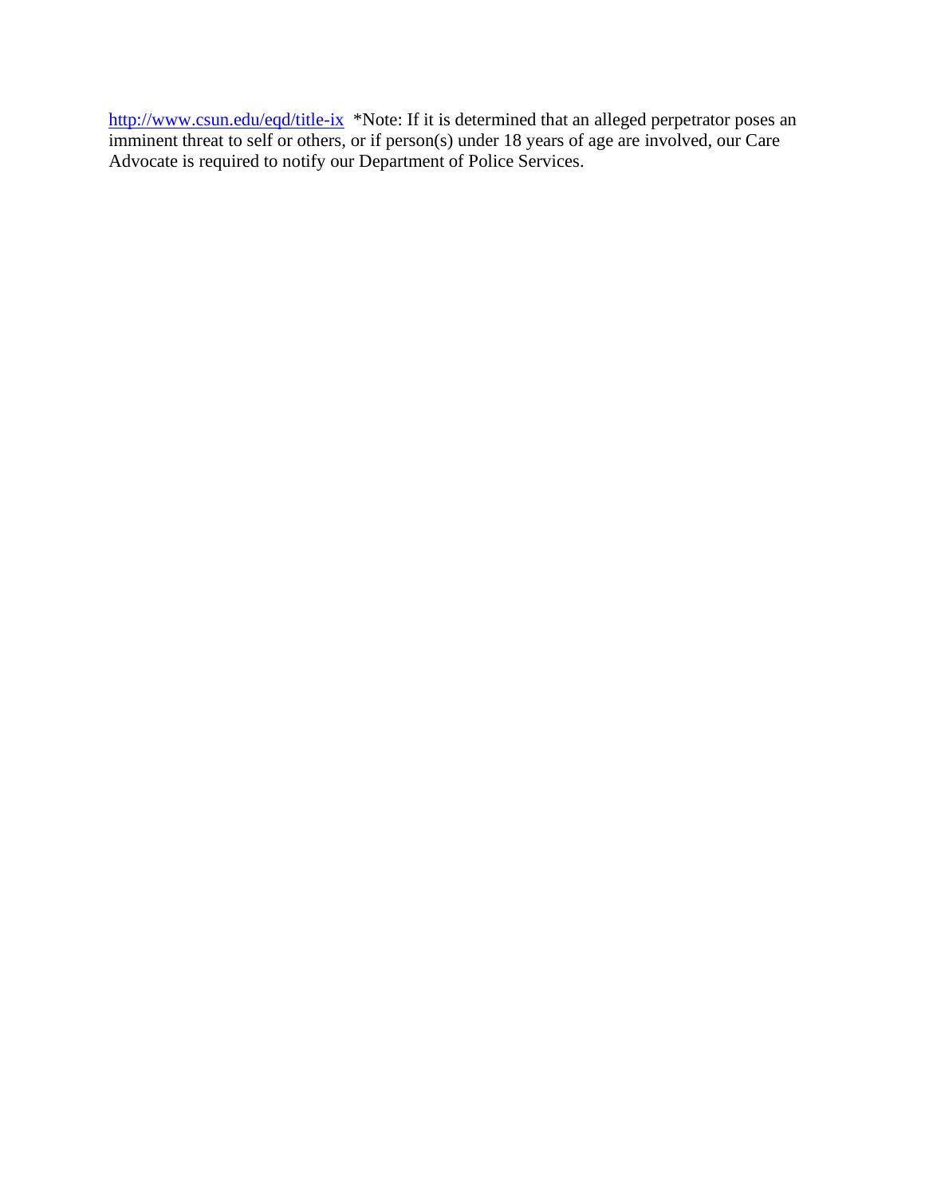http://www.csun.edu/eqd/title-ix *Note: If it is determined that an alleged perpetrator poses an imminent threat to self or others, or if person(s) under 18 years of age are involved, our Care Advocate is required to notify our Department of Police Services.